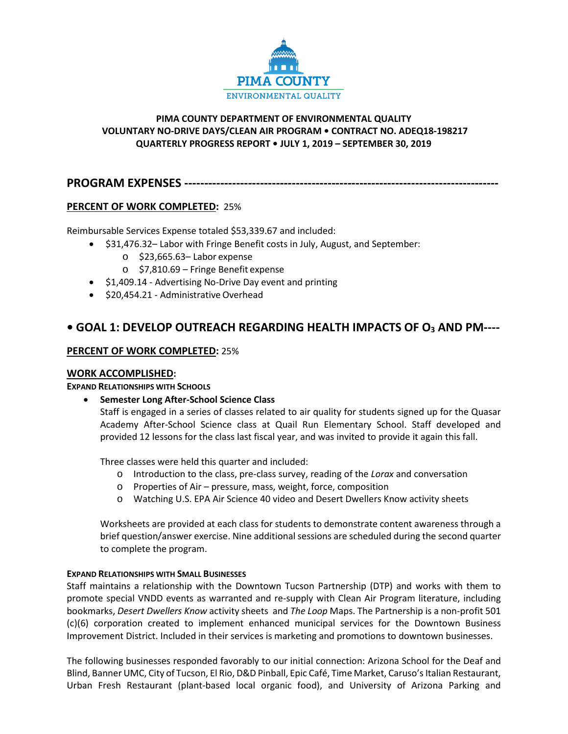**PIMA COUNTY DEPARTMENT OF ENVIRONMENTAL QUALITY**
**VOLUNTARY NO-DRIVE DAYS/CLEAN AIR PROGRAM • CONTRACT NO. ADEQ18-198217**
**QUARTERLY PROGRESS REPORT • JULY 1, 2019 – SEPTEMBER 30, 2019**

## PROGRAM EXPENSES

**PERCENT OF WORK COMPLETED:** 25%

Reimbursable Services Expense totaled $53,339.67 and included:

- $31,476.32– Labor with Fringe Benefit costs in July, August, and September:
  - $23,665.63– Labor expense
  - $7,810.69 – Fringe Benefit expense
- $1,409.14 - Advertising No-Drive Day event and printing
- $20,454.21 - Administrative Overhead

## • GOAL 1: DEVELOP OUTREACH REGARDING HEALTH IMPACTS OF $O_3$ AND PM

**PERCENT OF WORK COMPLETED:** 25%

**WORK ACCOMPLISHED:**

**EXPAND RELATIONSHIPS WITH SCHOOLS**

- **Semester Long After-School Science Class**
  Staff is engaged in a series of classes related to air quality for students signed up for the Quasar Academy After-School Science class at Quail Run Elementary School. Staff developed and provided 12 lessons for the class last fiscal year, and was invited to provide it again this fall.

  Three classes were held this quarter and included:
  - Introduction to the class, pre-class survey, reading of the *Lorax* and conversation
  - Properties of Air – pressure, mass, weight, force, composition
  - Watching U.S. EPA Air Science 40 video and Desert Dwellers Know activity sheets

  Worksheets are provided at each class for students to demonstrate content awareness through a brief question/answer exercise. Nine additional sessions are scheduled during the second quarter to complete the program.

**EXPAND RELATIONSHIPS WITH SMALL BUSINESSES**

Staff maintains a relationship with the Downtown Tucson Partnership (DTP) and works with them to promote special VNDD events as warranted and re-supply with Clean Air Program literature, including bookmarks, *Desert Dwellers Know* activity sheets and *The Loop* Maps. The Partnership is a non-profit 501 (c)(6) corporation created to implement enhanced municipal services for the Downtown Business Improvement District. Included in their services is marketing and promotions to downtown businesses.

The following businesses responded favorably to our initial connection: Arizona School for the Deaf and Blind, Banner UMC, City of Tucson, El Rio, D&D Pinball, Epic Café, Time Market, Caruso's Italian Restaurant, Urban Fresh Restaurant (plant-based local organic food), and University of Arizona Parking and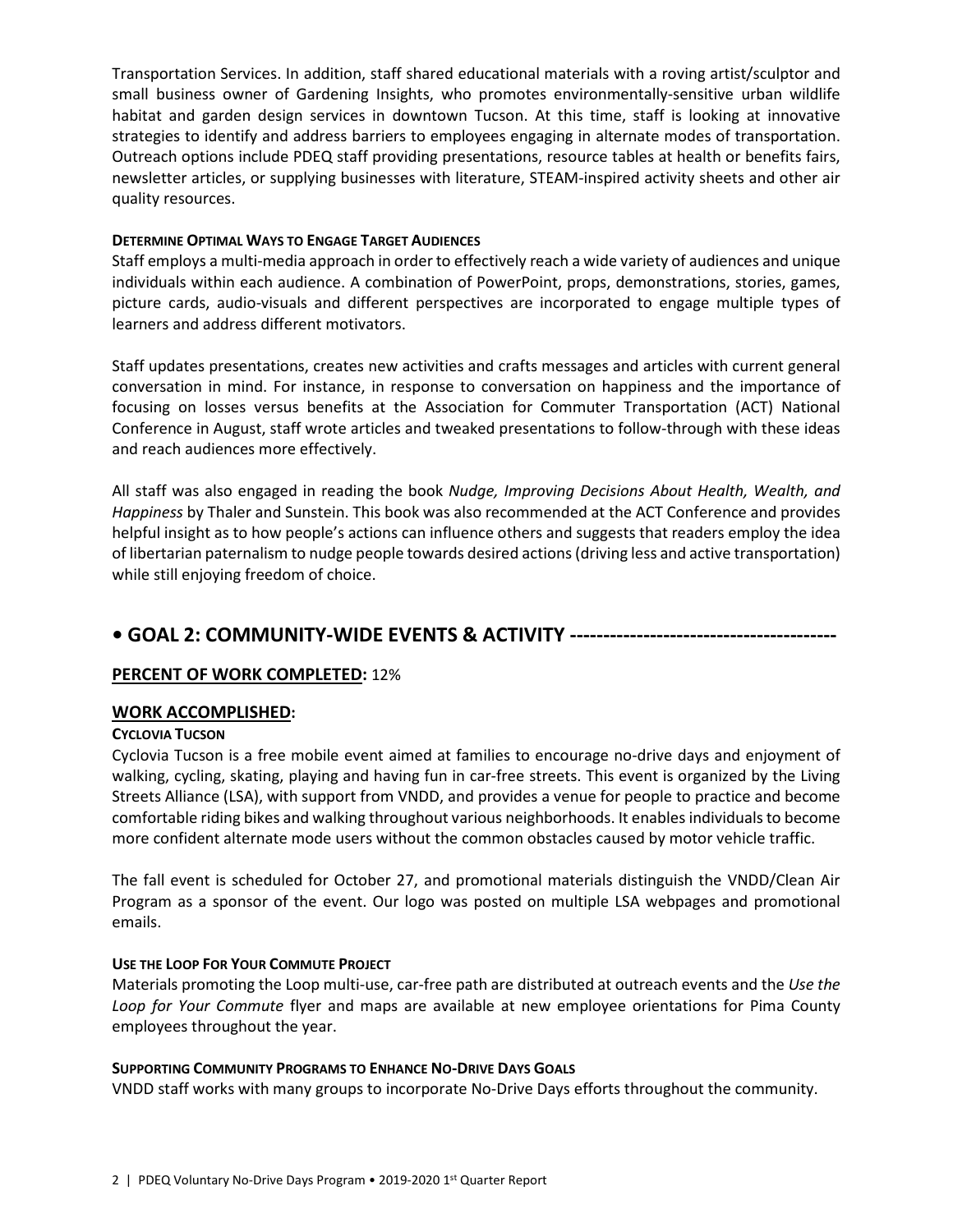Transportation Services. In addition, staff shared educational materials with a roving artist/sculptor and small business owner of Gardening Insights, who promotes environmentally-sensitive urban wildlife habitat and garden design services in downtown Tucson. At this time, staff is looking at innovative strategies to identify and address barriers to employees engaging in alternate modes of transportation. Outreach options include PDEQ staff providing presentations, resource tables at health or benefits fairs, newsletter articles, or supplying businesses with literature, STEAM-inspired activity sheets and other air quality resources.

#### DETERMINE OPTIMAL WAYS TO ENGAGE TARGET AUDIENCES

Staff employs a multi-media approach in order to effectively reach a wide variety of audiences and unique individuals within each audience. A combination of PowerPoint, props, demonstrations, stories, games, picture cards, audio-visuals and different perspectives are incorporated to engage multiple types of learners and address different motivators.

Staff updates presentations, creates new activities and crafts messages and articles with current general conversation in mind. For instance, in response to conversation on happiness and the importance of focusing on losses versus benefits at the Association for Commuter Transportation (ACT) National Conference in August, staff wrote articles and tweaked presentations to follow-through with these ideas and reach audiences more effectively.

All staff was also engaged in reading the book *Nudge, Improving Decisions About Health, Wealth, and Happiness* by Thaler and Sunstein. This book was also recommended at the ACT Conference and provides helpful insight as to how people's actions can influence others and suggests that readers employ the idea of libertarian paternalism to nudge people towards desired actions (driving less and active transportation) while still enjoying freedom of choice.

## • GOAL 2: COMMUNITY-WIDE EVENTS & ACTIVITY ---------------------------------------

### PERCENT OF WORK COMPLETED: 12%

### WORK ACCOMPLISHED:

#### CYCLOVIA TUCSON

Cyclovia Tucson is a free mobile event aimed at families to encourage no-drive days and enjoyment of walking, cycling, skating, playing and having fun in car-free streets. This event is organized by the Living Streets Alliance (LSA), with support from VNDD, and provides a venue for people to practice and become comfortable riding bikes and walking throughout various neighborhoods. It enables individuals to become more confident alternate mode users without the common obstacles caused by motor vehicle traffic.

The fall event is scheduled for October 27, and promotional materials distinguish the VNDD/Clean Air Program as a sponsor of the event. Our logo was posted on multiple LSA webpages and promotional emails.

#### USE THE LOOP FOR YOUR COMMUTE PROJECT

Materials promoting the Loop multi-use, car-free path are distributed at outreach events and the *Use the Loop for Your Commute* flyer and maps are available at new employee orientations for Pima County employees throughout the year.

#### SUPPORTING COMMUNITY PROGRAMS TO ENHANCE NO-DRIVE DAYS GOALS

VNDD staff works with many groups to incorporate No-Drive Days efforts throughout the community.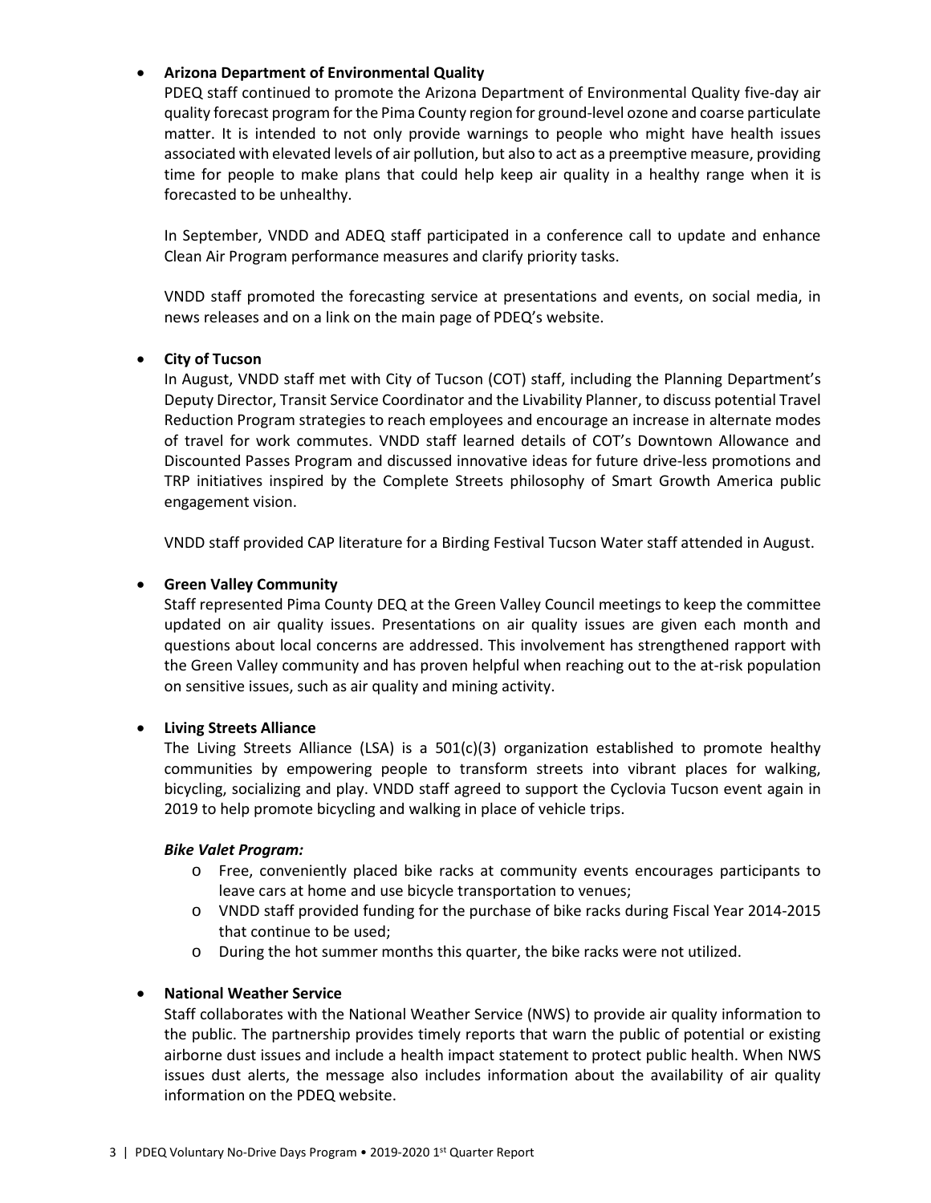- **Arizona Department of Environmental Quality**

  PDEQ staff continued to promote the Arizona Department of Environmental Quality five-day air quality forecast program for the Pima County region for ground-level ozone and coarse particulate matter. It is intended to not only provide warnings to people who might have health issues associated with elevated levels of air pollution, but also to act as a preemptive measure, providing time for people to make plans that could help keep air quality in a healthy range when it is forecasted to be unhealthy.

  In September, VNDD and ADEQ staff participated in a conference call to update and enhance Clean Air Program performance measures and clarify priority tasks.

  VNDD staff promoted the forecasting service at presentations and events, on social media, in news releases and on a link on the main page of PDEQ's website.

- **City of Tucson**

  In August, VNDD staff met with City of Tucson (COT) staff, including the Planning Department's Deputy Director, Transit Service Coordinator and the Livability Planner, to discuss potential Travel Reduction Program strategies to reach employees and encourage an increase in alternate modes of travel for work commutes. VNDD staff learned details of COT's Downtown Allowance and Discounted Passes Program and discussed innovative ideas for future drive-less promotions and TRP initiatives inspired by the Complete Streets philosophy of Smart Growth America public engagement vision.

  VNDD staff provided CAP literature for a Birding Festival Tucson Water staff attended in August.

- **Green Valley Community**

  Staff represented Pima County DEQ at the Green Valley Council meetings to keep the committee updated on air quality issues. Presentations on air quality issues are given each month and questions about local concerns are addressed. This involvement has strengthened rapport with the Green Valley community and has proven helpful when reaching out to the at-risk population on sensitive issues, such as air quality and mining activity.

- **Living Streets Alliance**

  The Living Streets Alliance (LSA) is a 501(c)(3) organization established to promote healthy communities by empowering people to transform streets into vibrant places for walking, bicycling, socializing and play. VNDD staff agreed to support the Cyclovia Tucson event again in 2019 to help promote bicycling and walking in place of vehicle trips.

  ***Bike Valet Program:***

  - Free, conveniently placed bike racks at community events encourages participants to leave cars at home and use bicycle transportation to venues;
  - VNDD staff provided funding for the purchase of bike racks during Fiscal Year 2014-2015 that continue to be used;
  - During the hot summer months this quarter, the bike racks were not utilized.

- **National Weather Service**

  Staff collaborates with the National Weather Service (NWS) to provide air quality information to the public. The partnership provides timely reports that warn the public of potential or existing airborne dust issues and include a health impact statement to protect public health. When NWS issues dust alerts, the message also includes information about the availability of air quality information on the PDEQ website.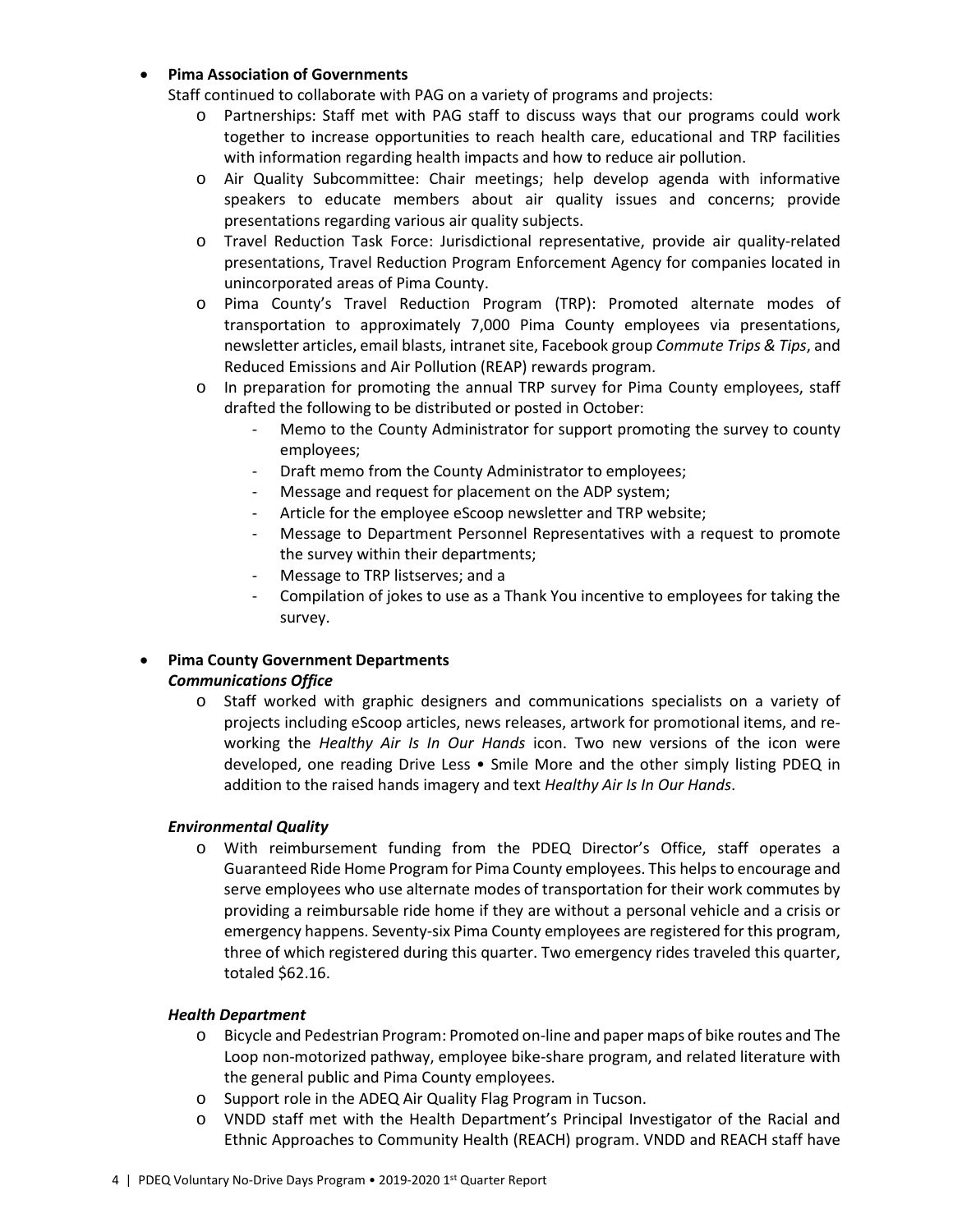- **Pima Association of Governments**

  Staff continued to collaborate with PAG on a variety of programs and projects:
  - Partnerships: Staff met with PAG staff to discuss ways that our programs could work together to increase opportunities to reach health care, educational and TRP facilities with information regarding health impacts and how to reduce air pollution.
  - Air Quality Subcommittee: Chair meetings; help develop agenda with informative speakers to educate members about air quality issues and concerns; provide presentations regarding various air quality subjects.
  - Travel Reduction Task Force: Jurisdictional representative, provide air quality-related presentations, Travel Reduction Program Enforcement Agency for companies located in unincorporated areas of Pima County.
  - Pima County's Travel Reduction Program (TRP): Promoted alternate modes of transportation to approximately 7,000 Pima County employees via presentations, newsletter articles, email blasts, intranet site, Facebook group *Commute Trips & Tips*, and Reduced Emissions and Air Pollution (REAP) rewards program.
  - In preparation for promoting the annual TRP survey for Pima County employees, staff drafted the following to be distributed or posted in October:
    - Memo to the County Administrator for support promoting the survey to county employees;
    - Draft memo from the County Administrator to employees;
    - Message and request for placement on the ADP system;
    - Article for the employee eScoop newsletter and TRP website;
    - Message to Department Personnel Representatives with a request to promote the survey within their departments;
    - Message to TRP listserves; and a
    - Compilation of jokes to use as a Thank You incentive to employees for taking the survey.

- **Pima County Government Departments**

  ***Communications Office***
  - Staff worked with graphic designers and communications specialists on a variety of projects including eScoop articles, news releases, artwork for promotional items, and re-working the *Healthy Air Is In Our Hands* icon. Two new versions of the icon were developed, one reading Drive Less • Smile More and the other simply listing PDEQ in addition to the raised hands imagery and text *Healthy Air Is In Our Hands*.

  ***Environmental Quality***
  - With reimbursement funding from the PDEQ Director's Office, staff operates a Guaranteed Ride Home Program for Pima County employees. This helps to encourage and serve employees who use alternate modes of transportation for their work commutes by providing a reimbursable ride home if they are without a personal vehicle and a crisis or emergency happens. Seventy-six Pima County employees are registered for this program, three of which registered during this quarter. Two emergency rides traveled this quarter, totaled $62.16.

  ***Health Department***
  - Bicycle and Pedestrian Program: Promoted on-line and paper maps of bike routes and The Loop non-motorized pathway, employee bike-share program, and related literature with the general public and Pima County employees.
  - Support role in the ADEQ Air Quality Flag Program in Tucson.
  - VNDD staff met with the Health Department's Principal Investigator of the Racial and Ethnic Approaches to Community Health (REACH) program. VNDD and REACH staff have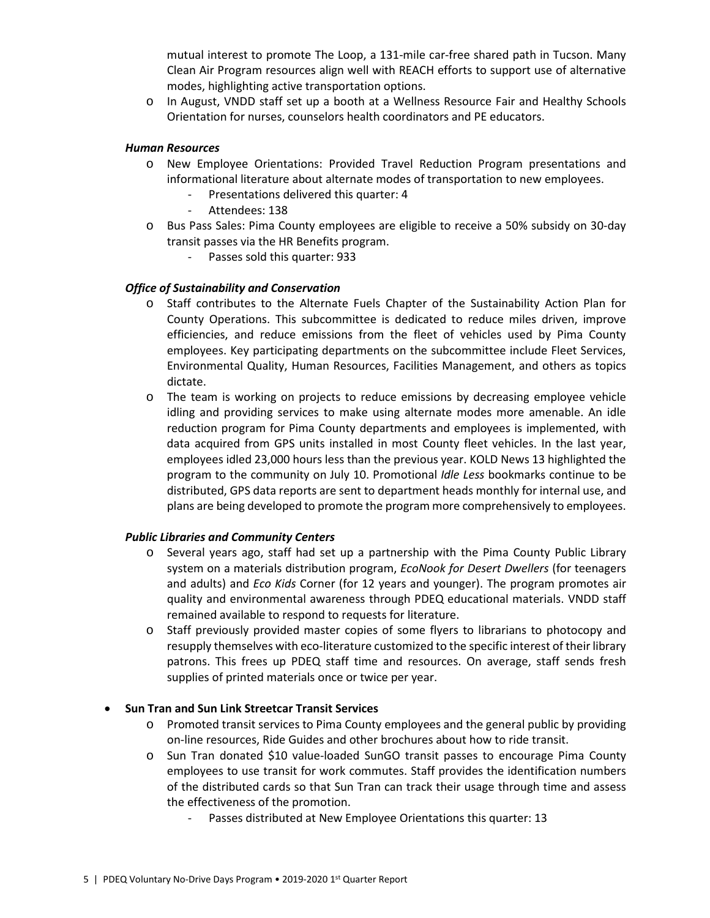mutual interest to promote The Loop, a 131-mile car-free shared path in Tucson. Many Clean Air Program resources align well with REACH efforts to support use of alternative modes, highlighting active transportation options.
  - In August, VNDD staff set up a booth at a Wellness Resource Fair and Healthy Schools Orientation for nurses, counselors health coordinators and PE educators.

***Human Resources***

- New Employee Orientations: Provided Travel Reduction Program presentations and informational literature about alternate modes of transportation to new employees.
  - Presentations delivered this quarter: 4
  - Attendees: 138
- Bus Pass Sales: Pima County employees are eligible to receive a 50% subsidy on 30-day transit passes via the HR Benefits program.
  - Passes sold this quarter: 933

***Office of Sustainability and Conservation***

- Staff contributes to the Alternate Fuels Chapter of the Sustainability Action Plan for County Operations. This subcommittee is dedicated to reduce miles driven, improve efficiencies, and reduce emissions from the fleet of vehicles used by Pima County employees. Key participating departments on the subcommittee include Fleet Services, Environmental Quality, Human Resources, Facilities Management, and others as topics dictate.
- The team is working on projects to reduce emissions by decreasing employee vehicle idling and providing services to make using alternate modes more amenable. An idle reduction program for Pima County departments and employees is implemented, with data acquired from GPS units installed in most County fleet vehicles. In the last year, employees idled 23,000 hours less than the previous year. KOLD News 13 highlighted the program to the community on July 10. Promotional *Idle Less* bookmarks continue to be distributed, GPS data reports are sent to department heads monthly for internal use, and plans are being developed to promote the program more comprehensively to employees.

***Public Libraries and Community Centers***

- Several years ago, staff had set up a partnership with the Pima County Public Library system on a materials distribution program, *EcoNook for Desert Dwellers* (for teenagers and adults) and *Eco Kids* Corner (for 12 years and younger). The program promotes air quality and environmental awareness through PDEQ educational materials. VNDD staff remained available to respond to requests for literature.
- Staff previously provided master copies of some flyers to librarians to photocopy and resupply themselves with eco-literature customized to the specific interest of their library patrons. This frees up PDEQ staff time and resources. On average, staff sends fresh supplies of printed materials once or twice per year.

- **Sun Tran and Sun Link Streetcar Transit Services**
  - Promoted transit services to Pima County employees and the general public by providing on-line resources, Ride Guides and other brochures about how to ride transit.
  - Sun Tran donated $10 value-loaded SunGO transit passes to encourage Pima County employees to use transit for work commutes. Staff provides the identification numbers of the distributed cards so that Sun Tran can track their usage through time and assess the effectiveness of the promotion.
    - Passes distributed at New Employee Orientations this quarter: 13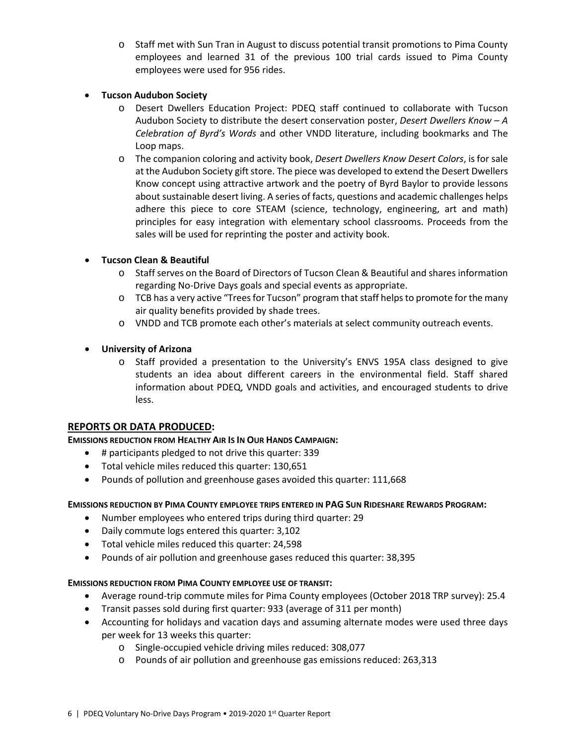- Staff met with Sun Tran in August to discuss potential transit promotions to Pima County employees and learned 31 of the previous 100 trial cards issued to Pima County employees were used for 956 rides.

- **Tucson Audubon Society**
  - Desert Dwellers Education Project: PDEQ staff continued to collaborate with Tucson Audubon Society to distribute the desert conservation poster, *Desert Dwellers Know – A Celebration of Byrd's Words* and other VNDD literature, including bookmarks and The Loop maps.
  - The companion coloring and activity book, *Desert Dwellers Know Desert Colors*, is for sale at the Audubon Society gift store. The piece was developed to extend the Desert Dwellers Know concept using attractive artwork and the poetry of Byrd Baylor to provide lessons about sustainable desert living. A series of facts, questions and academic challenges helps adhere this piece to core STEAM (science, technology, engineering, art and math) principles for easy integration with elementary school classrooms. Proceeds from the sales will be used for reprinting the poster and activity book.

- **Tucson Clean & Beautiful**
  - Staff serves on the Board of Directors of Tucson Clean & Beautiful and shares information regarding No-Drive Days goals and special events as appropriate.
  - TCB has a very active "Trees for Tucson" program that staff helps to promote for the many air quality benefits provided by shade trees.
  - VNDD and TCB promote each other's materials at select community outreach events.

- **University of Arizona**
  - Staff provided a presentation to the University's ENVS 195A class designed to give students an idea about different careers in the environmental field. Staff shared information about PDEQ, VNDD goals and activities, and encouraged students to drive less.

## REPORTS OR DATA PRODUCED:

**EMISSIONS REDUCTION FROM HEALTHY AIR IS IN OUR HANDS CAMPAIGN:**

- # participants pledged to not drive this quarter: 339
- Total vehicle miles reduced this quarter: 130,651
- Pounds of pollution and greenhouse gases avoided this quarter: 111,668

**EMISSIONS REDUCTION BY PIMA COUNTY EMPLOYEE TRIPS ENTERED IN PAG SUN RIDESHARE REWARDS PROGRAM:**

- Number employees who entered trips during third quarter: 29
- Daily commute logs entered this quarter: 3,102
- Total vehicle miles reduced this quarter: 24,598
- Pounds of air pollution and greenhouse gases reduced this quarter: 38,395

**EMISSIONS REDUCTION FROM PIMA COUNTY EMPLOYEE USE OF TRANSIT:**

- Average round-trip commute miles for Pima County employees (October 2018 TRP survey): 25.4
- Transit passes sold during first quarter: 933 (average of 311 per month)
- Accounting for holidays and vacation days and assuming alternate modes were used three days per week for 13 weeks this quarter:
  - Single-occupied vehicle driving miles reduced: 308,077
  - Pounds of air pollution and greenhouse gas emissions reduced: 263,313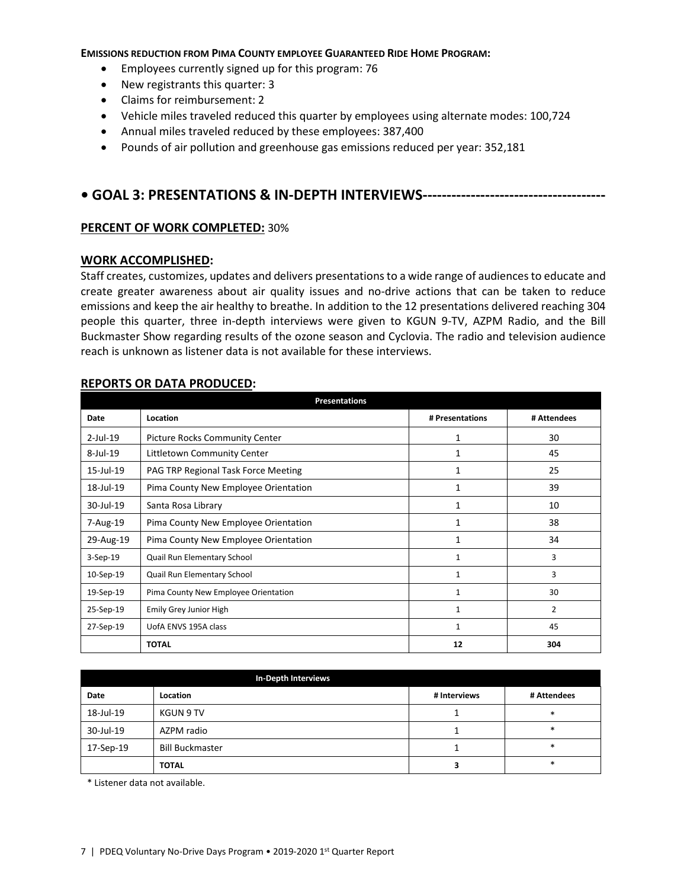**EMISSIONS REDUCTION FROM PIMA COUNTY EMPLOYEE GUARANTEED RIDE HOME PROGRAM:**

- Employees currently signed up for this program: 76
- New registrants this quarter: 3
- Claims for reimbursement: 2
- Vehicle miles traveled reduced this quarter by employees using alternate modes: 100,724
- Annual miles traveled reduced by these employees: 387,400
- Pounds of air pollution and greenhouse gas emissions reduced per year: 352,181

## • GOAL 3: PRESENTATIONS & IN-DEPTH INTERVIEWS-------------------------------------

**PERCENT OF WORK COMPLETED:** 30%

**WORK ACCOMPLISHED:**

Staff creates, customizes, updates and delivers presentations to a wide range of audiences to educate and create greater awareness about air quality issues and no-drive actions that can be taken to reduce emissions and keep the air healthy to breathe. In addition to the 12 presentations delivered reaching 304 people this quarter, three in-depth interviews were given to KGUN 9-TV, AZPM Radio, and the Bill Buckmaster Show regarding results of the ozone season and Cyclovia. The radio and television audience reach is unknown as listener data is not available for these interviews.

**REPORTS OR DATA PRODUCED:**

| Presentations | | | |
|---|---|---|---|
| **Date** | **Location** | **# Presentations** | **# Attendees** |
| 2-Jul-19 | Picture Rocks Community Center | 1 | 30 |
| 8-Jul-19 | Littletown Community Center | 1 | 45 |
| 15-Jul-19 | PAG TRP Regional Task Force Meeting | 1 | 25 |
| 18-Jul-19 | Pima County New Employee Orientation | 1 | 39 |
| 30-Jul-19 | Santa Rosa Library | 1 | 10 |
| 7-Aug-19 | Pima County New Employee Orientation | 1 | 38 |
| 29-Aug-19 | Pima County New Employee Orientation | 1 | 34 |
| 3-Sep-19 | Quail Run Elementary School | 1 | 3 |
| 10-Sep-19 | Quail Run Elementary School | 1 | 3 |
| 19-Sep-19 | Pima County New Employee Orientation | 1 | 30 |
| 25-Sep-19 | Emily Grey Junior High | 1 | 2 |
| 27-Sep-19 | UofA ENVS 195A class | 1 | 45 |
| | **TOTAL** | **12** | **304** |

| In-Depth Interviews | | | |
|---|---|---|---|
| **Date** | **Location** | **# Interviews** | **# Attendees** |
| 18-Jul-19 | KGUN 9 TV | 1 | * |
| 30-Jul-19 | AZPM radio | 1 | * |
| 17-Sep-19 | Bill Buckmaster | 1 | * |
| | **TOTAL** | **3** | * |

\* Listener data not available.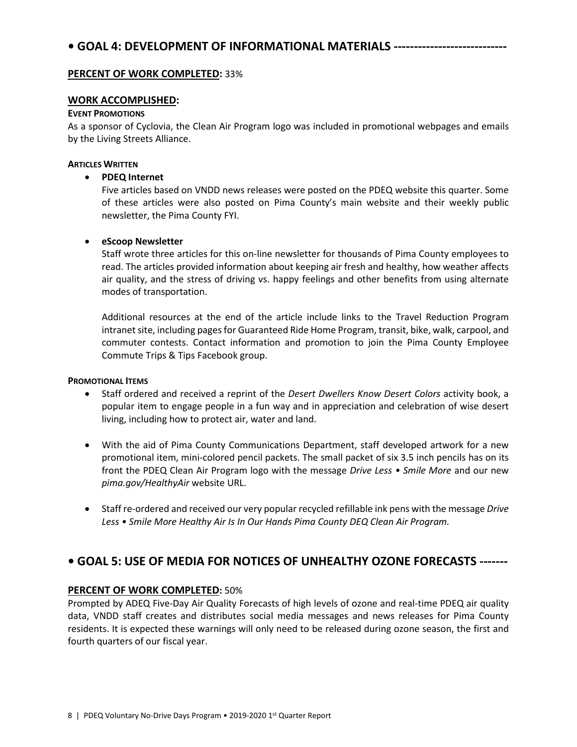## • GOAL 4: DEVELOPMENT OF INFORMATIONAL MATERIALS ----------------------------

**PERCENT OF WORK COMPLETED:** 33%

**WORK ACCOMPLISHED:**

**EVENT PROMOTIONS**

As a sponsor of Cyclovia, the Clean Air Program logo was included in promotional webpages and emails by the Living Streets Alliance.

**ARTICLES WRITTEN**

- **PDEQ Internet**

  Five articles based on VNDD news releases were posted on the PDEQ website this quarter. Some of these articles were also posted on Pima County's main website and their weekly public newsletter, the Pima County FYI.

- **eScoop Newsletter**

  Staff wrote three articles for this on-line newsletter for thousands of Pima County employees to read. The articles provided information about keeping air fresh and healthy, how weather affects air quality, and the stress of driving vs. happy feelings and other benefits from using alternate modes of transportation.

  Additional resources at the end of the article include links to the Travel Reduction Program intranet site, including pages for Guaranteed Ride Home Program, transit, bike, walk, carpool, and commuter contests. Contact information and promotion to join the Pima County Employee Commute Trips & Tips Facebook group.

**PROMOTIONAL ITEMS**

- Staff ordered and received a reprint of the *Desert Dwellers Know Desert Colors* activity book, a popular item to engage people in a fun way and in appreciation and celebration of wise desert living, including how to protect air, water and land.
- With the aid of Pima County Communications Department, staff developed artwork for a new promotional item, mini-colored pencil packets. The small packet of six 3.5 inch pencils has on its front the PDEQ Clean Air Program logo with the message *Drive Less • Smile More* and our new *pima.gov/HealthyAir* website URL.
- Staff re-ordered and received our very popular recycled refillable ink pens with the message *Drive Less • Smile More Healthy Air Is In Our Hands Pima County DEQ Clean Air Program.*

## • GOAL 5: USE OF MEDIA FOR NOTICES OF UNHEALTHY OZONE FORECASTS -------

**PERCENT OF WORK COMPLETED:** 50%

Prompted by ADEQ Five-Day Air Quality Forecasts of high levels of ozone and real-time PDEQ air quality data, VNDD staff creates and distributes social media messages and news releases for Pima County residents. It is expected these warnings will only need to be released during ozone season, the first and fourth quarters of our fiscal year.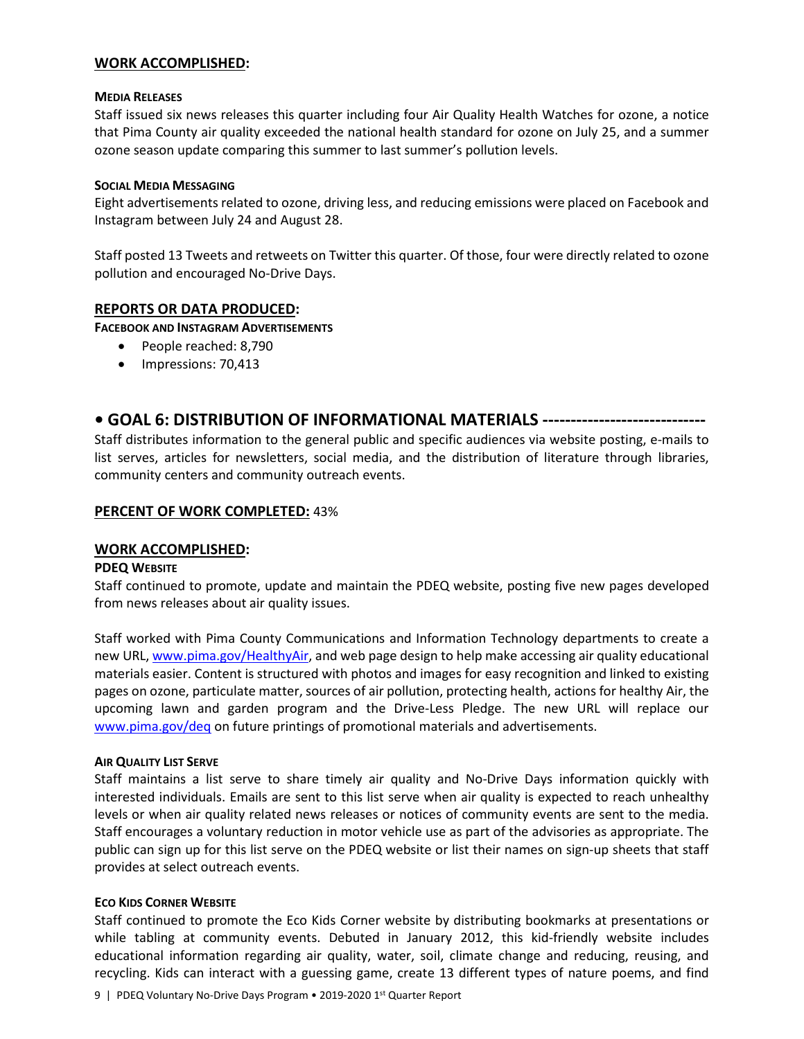## WORK ACCOMPLISHED:

**MEDIA RELEASES**

Staff issued six news releases this quarter including four Air Quality Health Watches for ozone, a notice that Pima County air quality exceeded the national health standard for ozone on July 25, and a summer ozone season update comparing this summer to last summer's pollution levels.

**SOCIAL MEDIA MESSAGING**

Eight advertisements related to ozone, driving less, and reducing emissions were placed on Facebook and Instagram between July 24 and August 28.

Staff posted 13 Tweets and retweets on Twitter this quarter. Of those, four were directly related to ozone pollution and encouraged No-Drive Days.

## REPORTS OR DATA PRODUCED:

**FACEBOOK AND INSTAGRAM ADVERTISEMENTS**

- People reached: 8,790
- Impressions: 70,413

# • GOAL 6: DISTRIBUTION OF INFORMATIONAL MATERIALS ----------------------------

Staff distributes information to the general public and specific audiences via website posting, e-mails to list serves, articles for newsletters, social media, and the distribution of literature through libraries, community centers and community outreach events.

## PERCENT OF WORK COMPLETED: 43%

## WORK ACCOMPLISHED:

**PDEQ WEBSITE**

Staff continued to promote, update and maintain the PDEQ website, posting five new pages developed from news releases about air quality issues.

Staff worked with Pima County Communications and Information Technology departments to create a new URL, www.pima.gov/HealthyAir, and web page design to help make accessing air quality educational materials easier. Content is structured with photos and images for easy recognition and linked to existing pages on ozone, particulate matter, sources of air pollution, protecting health, actions for healthy Air, the upcoming lawn and garden program and the Drive-Less Pledge. The new URL will replace our www.pima.gov/deq on future printings of promotional materials and advertisements.

**AIR QUALITY LIST SERVE**

Staff maintains a list serve to share timely air quality and No-Drive Days information quickly with interested individuals. Emails are sent to this list serve when air quality is expected to reach unhealthy levels or when air quality related news releases or notices of community events are sent to the media. Staff encourages a voluntary reduction in motor vehicle use as part of the advisories as appropriate. The public can sign up for this list serve on the PDEQ website or list their names on sign-up sheets that staff provides at select outreach events.

**ECO KIDS CORNER WEBSITE**

Staff continued to promote the Eco Kids Corner website by distributing bookmarks at presentations or while tabling at community events. Debuted in January 2012, this kid-friendly website includes educational information regarding air quality, water, soil, climate change and reducing, reusing, and recycling. Kids can interact with a guessing game, create 13 different types of nature poems, and find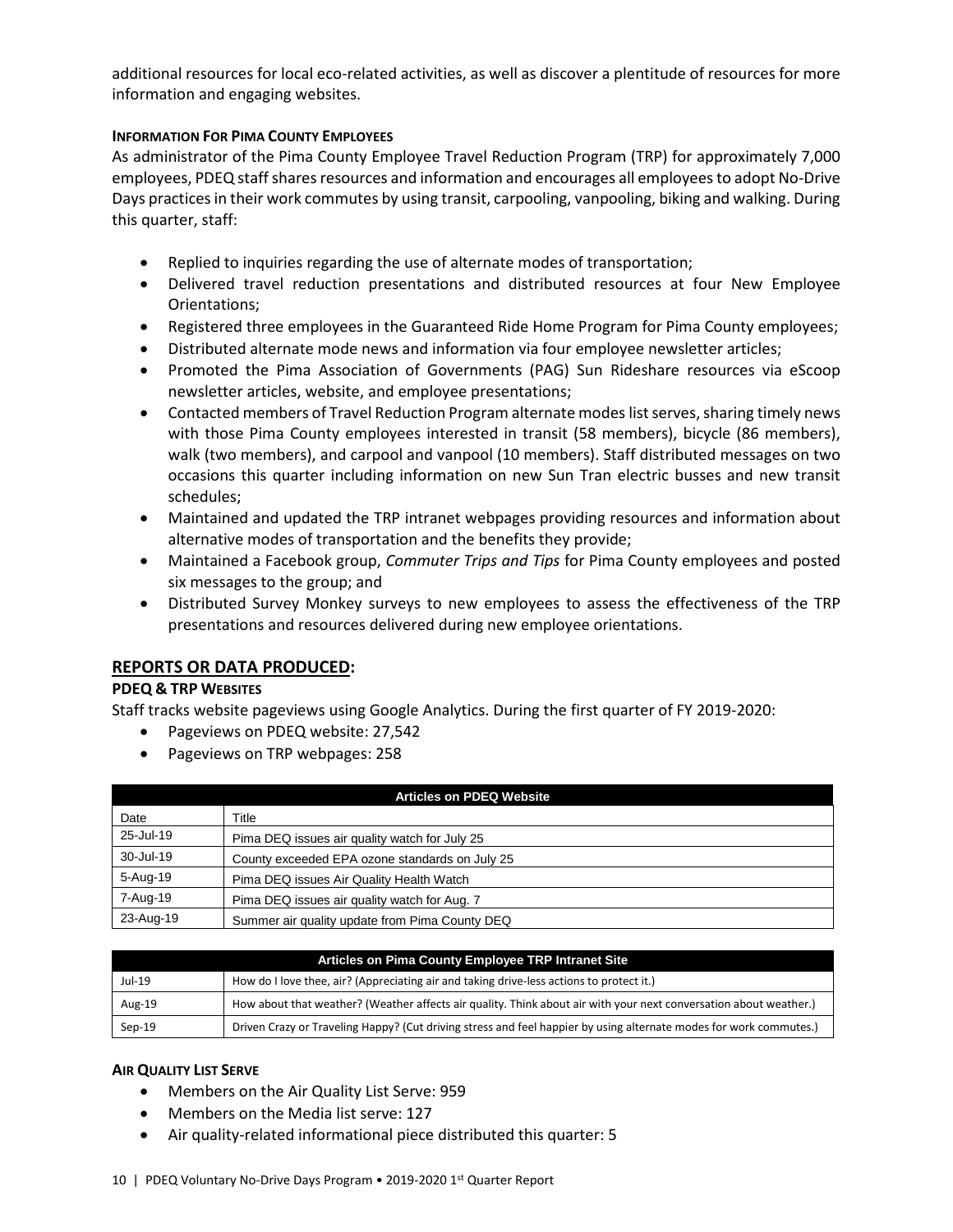additional resources for local eco-related activities, as well as discover a plentitude of resources for more information and engaging websites.

#### INFORMATION FOR PIMA COUNTY EMPLOYEES

As administrator of the Pima County Employee Travel Reduction Program (TRP) for approximately 7,000 employees, PDEQ staff shares resources and information and encourages all employees to adopt No-Drive Days practices in their work commutes by using transit, carpooling, vanpooling, biking and walking. During this quarter, staff:

- Replied to inquiries regarding the use of alternate modes of transportation;
- Delivered travel reduction presentations and distributed resources at four New Employee Orientations;
- Registered three employees in the Guaranteed Ride Home Program for Pima County employees;
- Distributed alternate mode news and information via four employee newsletter articles;
- Promoted the Pima Association of Governments (PAG) Sun Rideshare resources via eScoop newsletter articles, website, and employee presentations;
- Contacted members of Travel Reduction Program alternate modes list serves, sharing timely news with those Pima County employees interested in transit (58 members), bicycle (86 members), walk (two members), and carpool and vanpool (10 members). Staff distributed messages on two occasions this quarter including information on new Sun Tran electric busses and new transit schedules;
- Maintained and updated the TRP intranet webpages providing resources and information about alternative modes of transportation and the benefits they provide;
- Maintained a Facebook group, *Commuter Trips and Tips* for Pima County employees and posted six messages to the group; and
- Distributed Survey Monkey surveys to new employees to assess the effectiveness of the TRP presentations and resources delivered during new employee orientations.

## REPORTS OR DATA PRODUCED:

#### PDEQ & TRP WEBSITES

Staff tracks website pageviews using Google Analytics. During the first quarter of FY 2019-2020:

- Pageviews on PDEQ website: 27,542
- Pageviews on TRP webpages: 258

| Articles on PDEQ Website | |
|---|---|
| Date | Title |
| 25-Jul-19 | Pima DEQ issues air quality watch for July 25 |
| 30-Jul-19 | County exceeded EPA ozone standards on July 25 |
| 5-Aug-19 | Pima DEQ issues Air Quality Health Watch |
| 7-Aug-19 | Pima DEQ issues air quality watch for Aug. 7 |
| 23-Aug-19 | Summer air quality update from Pima County DEQ |

| Articles on Pima County Employee TRP Intranet Site | |
|---|---|
| Jul-19 | How do I love thee, air? (Appreciating air and taking drive-less actions to protect it.) |
| Aug-19 | How about that weather? (Weather affects air quality. Think about air with your next conversation about weather.) |
| Sep-19 | Driven Crazy or Traveling Happy? (Cut driving stress and feel happier by using alternate modes for work commutes.) |

#### AIR QUALITY LIST SERVE

- Members on the Air Quality List Serve: 959
- Members on the Media list serve: 127
- Air quality-related informational piece distributed this quarter: 5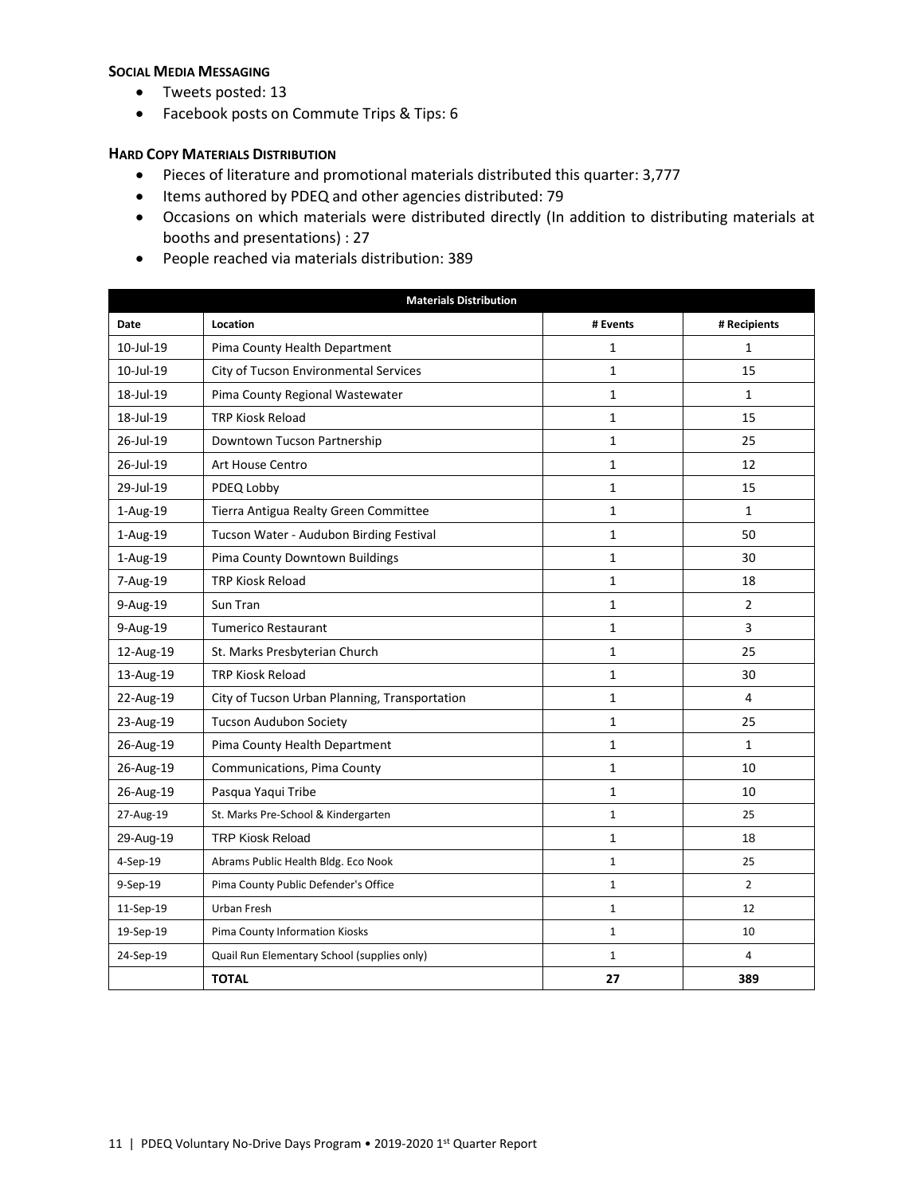**Social Media Messaging**

- Tweets posted: 13
- Facebook posts on Commute Trips & Tips: 6

**Hard Copy Materials Distribution**

- Pieces of literature and promotional materials distributed this quarter: 3,777
- Items authored by PDEQ and other agencies distributed: 79
- Occasions on which materials were distributed directly (In addition to distributing materials at booths and presentations) : 27
- People reached via materials distribution: 389

| Materials Distribution | | | |
|---|---|---|---|
| **Date** | **Location** | **# Events** | **# Recipients** |
| 10-Jul-19 | Pima County Health Department | 1 | 1 |
| 10-Jul-19 | City of Tucson Environmental Services | 1 | 15 |
| 18-Jul-19 | Pima County Regional Wastewater | 1 | 1 |
| 18-Jul-19 | TRP Kiosk Reload | 1 | 15 |
| 26-Jul-19 | Downtown Tucson Partnership | 1 | 25 |
| 26-Jul-19 | Art House Centro | 1 | 12 |
| 29-Jul-19 | PDEQ Lobby | 1 | 15 |
| 1-Aug-19 | Tierra Antigua Realty Green Committee | 1 | 1 |
| 1-Aug-19 | Tucson Water - Audubon Birding Festival | 1 | 50 |
| 1-Aug-19 | Pima County Downtown Buildings | 1 | 30 |
| 7-Aug-19 | TRP Kiosk Reload | 1 | 18 |
| 9-Aug-19 | Sun Tran | 1 | 2 |
| 9-Aug-19 | Tumerico Restaurant | 1 | 3 |
| 12-Aug-19 | St. Marks Presbyterian Church | 1 | 25 |
| 13-Aug-19 | TRP Kiosk Reload | 1 | 30 |
| 22-Aug-19 | City of Tucson Urban Planning, Transportation | 1 | 4 |
| 23-Aug-19 | Tucson Audubon Society | 1 | 25 |
| 26-Aug-19 | Pima County Health Department | 1 | 1 |
| 26-Aug-19 | Communications, Pima County | 1 | 10 |
| 26-Aug-19 | Pasqua Yaqui Tribe | 1 | 10 |
| 27-Aug-19 | St. Marks Pre-School & Kindergarten | 1 | 25 |
| 29-Aug-19 | TRP Kiosk Reload | 1 | 18 |
| 4-Sep-19 | Abrams Public Health Bldg. Eco Nook | 1 | 25 |
| 9-Sep-19 | Pima County Public Defender's Office | 1 | 2 |
| 11-Sep-19 | Urban Fresh | 1 | 12 |
| 19-Sep-19 | Pima County Information Kiosks | 1 | 10 |
| 24-Sep-19 | Quail Run Elementary School (supplies only) | 1 | 4 |
| | **TOTAL** | **27** | **389** |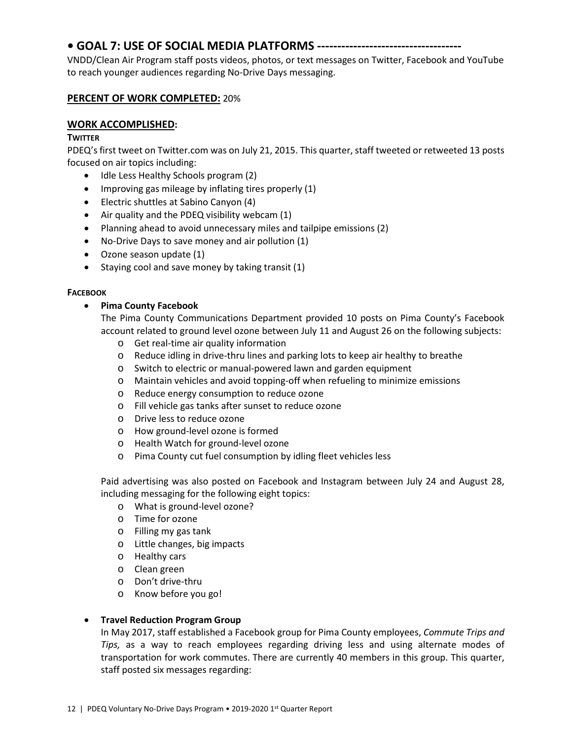## • GOAL 7: USE OF SOCIAL MEDIA PLATFORMS -----------------------------------

VNDD/Clean Air Program staff posts videos, photos, or text messages on Twitter, Facebook and YouTube to reach younger audiences regarding No-Drive Days messaging.

### PERCENT OF WORK COMPLETED: 20%

### WORK ACCOMPLISHED:

**TWITTER**

PDEQ's first tweet on Twitter.com was on July 21, 2015. This quarter, staff tweeted or retweeted 13 posts focused on air topics including:

- Idle Less Healthy Schools program (2)
- Improving gas mileage by inflating tires properly (1)
- Electric shuttles at Sabino Canyon (4)
- Air quality and the PDEQ visibility webcam (1)
- Planning ahead to avoid unnecessary miles and tailpipe emissions (2)
- No-Drive Days to save money and air pollution (1)
- Ozone season update (1)
- Staying cool and save money by taking transit (1)

**FACEBOOK**

- **Pima County Facebook**

  The Pima County Communications Department provided 10 posts on Pima County's Facebook account related to ground level ozone between July 11 and August 26 on the following subjects:

  - Get real-time air quality information
  - Reduce idling in drive-thru lines and parking lots to keep air healthy to breathe
  - Switch to electric or manual-powered lawn and garden equipment
  - Maintain vehicles and avoid topping-off when refueling to minimize emissions
  - Reduce energy consumption to reduce ozone
  - Fill vehicle gas tanks after sunset to reduce ozone
  - Drive less to reduce ozone
  - How ground-level ozone is formed
  - Health Watch for ground-level ozone
  - Pima County cut fuel consumption by idling fleet vehicles less

  Paid advertising was also posted on Facebook and Instagram between July 24 and August 28, including messaging for the following eight topics:

  - What is ground-level ozone?
  - Time for ozone
  - Filling my gas tank
  - Little changes, big impacts
  - Healthy cars
  - Clean green
  - Don't drive-thru
  - Know before you go!

- **Travel Reduction Program Group**

  In May 2017, staff established a Facebook group for Pima County employees, *Commute Trips and Tips,* as a way to reach employees regarding driving less and using alternate modes of transportation for work commutes. There are currently 40 members in this group. This quarter, staff posted six messages regarding: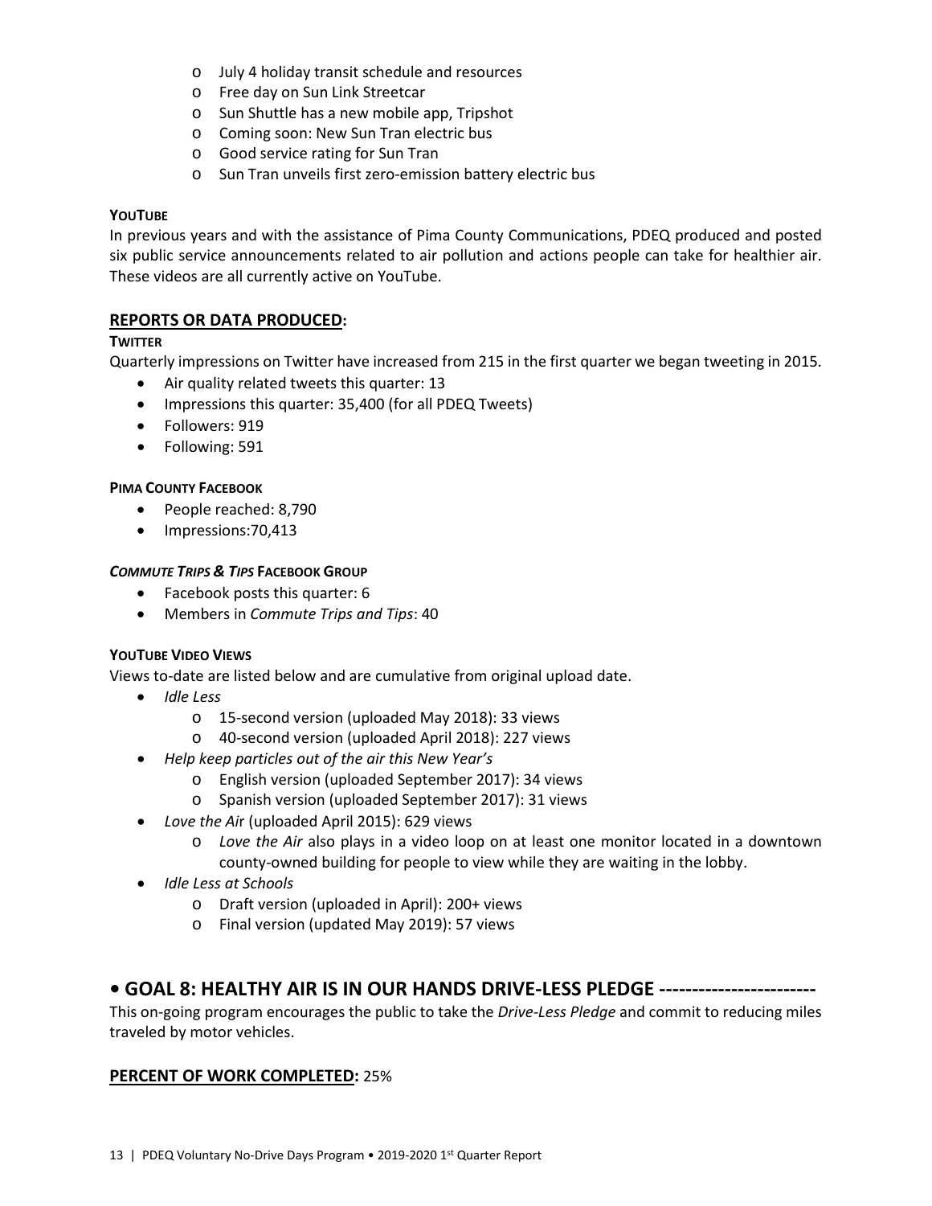- July 4 holiday transit schedule and resources
- Free day on Sun Link Streetcar
- Sun Shuttle has a new mobile app, Tripshot
- Coming soon: New Sun Tran electric bus
- Good service rating for Sun Tran
- Sun Tran unveils first zero-emission battery electric bus

**YOUTUBE**

In previous years and with the assistance of Pima County Communications, PDEQ produced and posted six public service announcements related to air pollution and actions people can take for healthier air. These videos are all currently active on YouTube.

## REPORTS OR DATA PRODUCED:

**TWITTER**

Quarterly impressions on Twitter have increased from 215 in the first quarter we began tweeting in 2015.

- Air quality related tweets this quarter: 13
- Impressions this quarter: 35,400 (for all PDEQ Tweets)
- Followers: 919
- Following: 591

**PIMA COUNTY FACEBOOK**

- People reached: 8,790
- Impressions:70,413

***COMMUTE TRIPS & TIPS* FACEBOOK GROUP**

- Facebook posts this quarter: 6
- Members in *Commute Trips and Tips*: 40

**YOUTUBE VIDEO VIEWS**

Views to-date are listed below and are cumulative from original upload date.

- *Idle Less*
  - 15-second version (uploaded May 2018): 33 views
  - 40-second version (uploaded April 2018): 227 views
- *Help keep particles out of the air this New Year's*
  - English version (uploaded September 2017): 34 views
  - Spanish version (uploaded September 2017): 31 views
- *Love the Air* (uploaded April 2015): 629 views
  - *Love the Air* also plays in a video loop on at least one monitor located in a downtown county-owned building for people to view while they are waiting in the lobby.
- *Idle Less at Schools*
  - Draft version (uploaded in April): 200+ views
  - Final version (updated May 2019): 57 views

# • GOAL 8: HEALTHY AIR IS IN OUR HANDS DRIVE-LESS PLEDGE ------------------------

This on-going program encourages the public to take the *Drive-Less Pledge* and commit to reducing miles traveled by motor vehicles.

## PERCENT OF WORK COMPLETED: 25%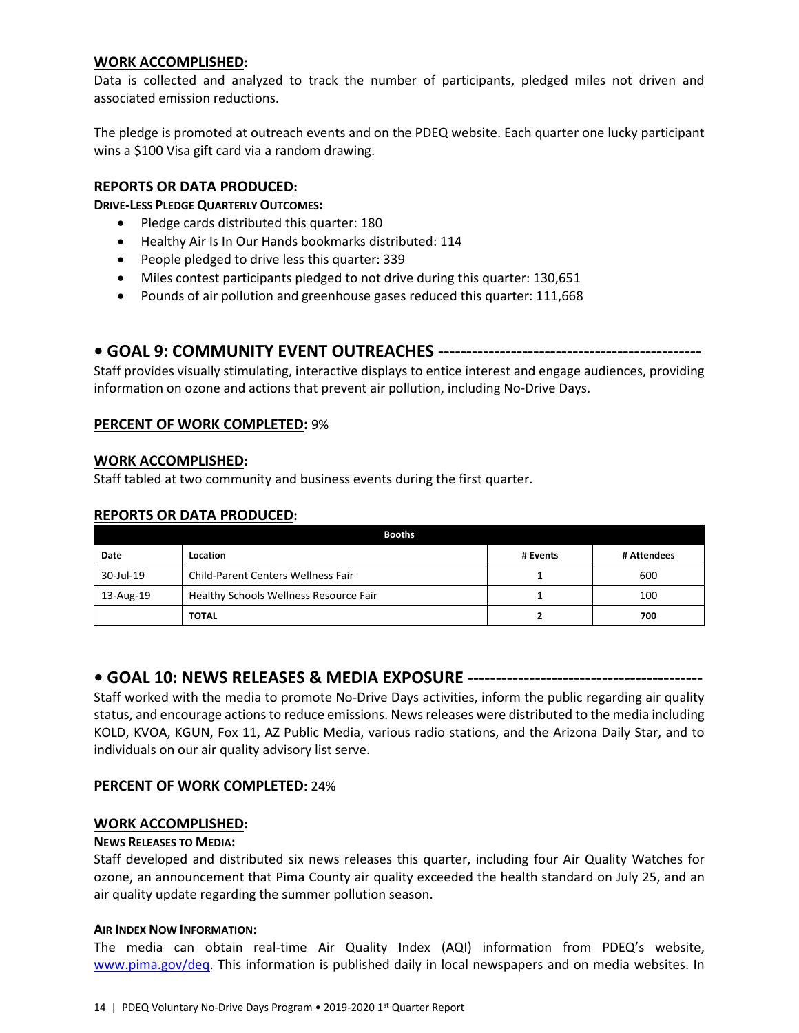**WORK ACCOMPLISHED:**

Data is collected and analyzed to track the number of participants, pledged miles not driven and associated emission reductions.

The pledge is promoted at outreach events and on the PDEQ website. Each quarter one lucky participant wins a $100 Visa gift card via a random drawing.

**REPORTS OR DATA PRODUCED:**

**DRIVE-LESS PLEDGE QUARTERLY OUTCOMES:**

- Pledge cards distributed this quarter: 180
- Healthy Air Is In Our Hands bookmarks distributed: 114
- People pledged to drive less this quarter: 339
- Miles contest participants pledged to not drive during this quarter: 130,651
- Pounds of air pollution and greenhouse gases reduced this quarter: 111,668

## • GOAL 9: COMMUNITY EVENT OUTREACHES ----------------------------------------------

Staff provides visually stimulating, interactive displays to entice interest and engage audiences, providing information on ozone and actions that prevent air pollution, including No-Drive Days.

**PERCENT OF WORK COMPLETED:** 9%

**WORK ACCOMPLISHED:**

Staff tabled at two community and business events during the first quarter.

**REPORTS OR DATA PRODUCED:**

| Booths | | | |
|---|---|---|---|
| **Date** | **Location** | **# Events** | **# Attendees** |
| 30-Jul-19 | Child-Parent Centers Wellness Fair | 1 | 600 |
| 13-Aug-19 | Healthy Schools Wellness Resource Fair | 1 | 100 |
| | **TOTAL** | **2** | **700** |

## • GOAL 10: NEWS RELEASES & MEDIA EXPOSURE -----------------------------------------

Staff worked with the media to promote No-Drive Days activities, inform the public regarding air quality status, and encourage actions to reduce emissions. News releases were distributed to the media including KOLD, KVOA, KGUN, Fox 11, AZ Public Media, various radio stations, and the Arizona Daily Star, and to individuals on our air quality advisory list serve.

**PERCENT OF WORK COMPLETED:** 24%

**WORK ACCOMPLISHED:**

**NEWS RELEASES TO MEDIA:**

Staff developed and distributed six news releases this quarter, including four Air Quality Watches for ozone, an announcement that Pima County air quality exceeded the health standard on July 25, and an air quality update regarding the summer pollution season.

**AIR INDEX NOW INFORMATION:**

The media can obtain real-time Air Quality Index (AQI) information from PDEQ's website, www.pima.gov/deq. This information is published daily in local newspapers and on media websites. In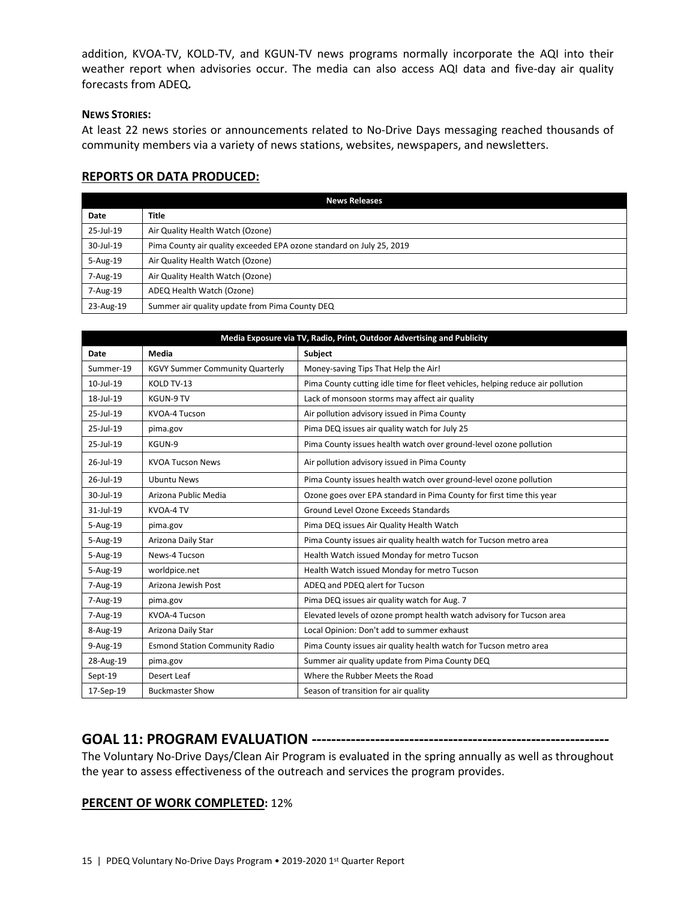addition, KVOA-TV, KOLD-TV, and KGUN-TV news programs normally incorporate the AQI into their weather report when advisories occur. The media can also access AQI data and five-day air quality forecasts from ADEQ**.**

**NEWS STORIES:**

At least 22 news stories or announcements related to No-Drive Days messaging reached thousands of community members via a variety of news stations, websites, newspapers, and newsletters.

## REPORTS OR DATA PRODUCED:

| News Releases | |
|---|---|
| **Date** | **Title** |
| 25-Jul-19 | Air Quality Health Watch (Ozone) |
| 30-Jul-19 | Pima County air quality exceeded EPA ozone standard on July 25, 2019 |
| 5-Aug-19 | Air Quality Health Watch (Ozone) |
| 7-Aug-19 | Air Quality Health Watch (Ozone) |
| 7-Aug-19 | ADEQ Health Watch (Ozone) |
| 23-Aug-19 | Summer air quality update from Pima County DEQ |

| Media Exposure via TV, Radio, Print, Outdoor Advertising and Publicity | | |
|---|---|---|
| **Date** | **Media** | **Subject** |
| Summer-19 | KGVY Summer Community Quarterly | Money-saving Tips That Help the Air! |
| 10-Jul-19 | KOLD TV-13 | Pima County cutting idle time for fleet vehicles, helping reduce air pollution |
| 18-Jul-19 | KGUN-9 TV | Lack of monsoon storms may affect air quality |
| 25-Jul-19 | KVOA-4 Tucson | Air pollution advisory issued in Pima County |
| 25-Jul-19 | pima.gov | Pima DEQ issues air quality watch for July 25 |
| 25-Jul-19 | KGUN-9 | Pima County issues health watch over ground-level ozone pollution |
| 26-Jul-19 | KVOA Tucson News | Air pollution advisory issued in Pima County |
| 26-Jul-19 | Ubuntu News | Pima County issues health watch over ground-level ozone pollution |
| 30-Jul-19 | Arizona Public Media | Ozone goes over EPA standard in Pima County for first time this year |
| 31-Jul-19 | KVOA-4 TV | Ground Level Ozone Exceeds Standards |
| 5-Aug-19 | pima.gov | Pima DEQ issues Air Quality Health Watch |
| 5-Aug-19 | Arizona Daily Star | Pima County issues air quality health watch for Tucson metro area |
| 5-Aug-19 | News-4 Tucson | Health Watch issued Monday for metro Tucson |
| 5-Aug-19 | worldpice.net | Health Watch issued Monday for metro Tucson |
| 7-Aug-19 | Arizona Jewish Post | ADEQ and PDEQ alert for Tucson |
| 7-Aug-19 | pima.gov | Pima DEQ issues air quality watch for Aug. 7 |
| 7-Aug-19 | KVOA-4 Tucson | Elevated levels of ozone prompt health watch advisory for Tucson area |
| 8-Aug-19 | Arizona Daily Star | Local Opinion: Don't add to summer exhaust |
| 9-Aug-19 | Esmond Station Community Radio | Pima County issues air quality health watch for Tucson metro area |
| 28-Aug-19 | pima.gov | Summer air quality update from Pima County DEQ |
| Sept-19 | Desert Leaf | Where the Rubber Meets the Road |
| 17-Sep-19 | Buckmaster Show | Season of transition for air quality |

# GOAL 11: PROGRAM EVALUATION ------------------------------------------------------------

The Voluntary No-Drive Days/Clean Air Program is evaluated in the spring annually as well as throughout the year to assess effectiveness of the outreach and services the program provides.

## PERCENT OF WORK COMPLETED: 12%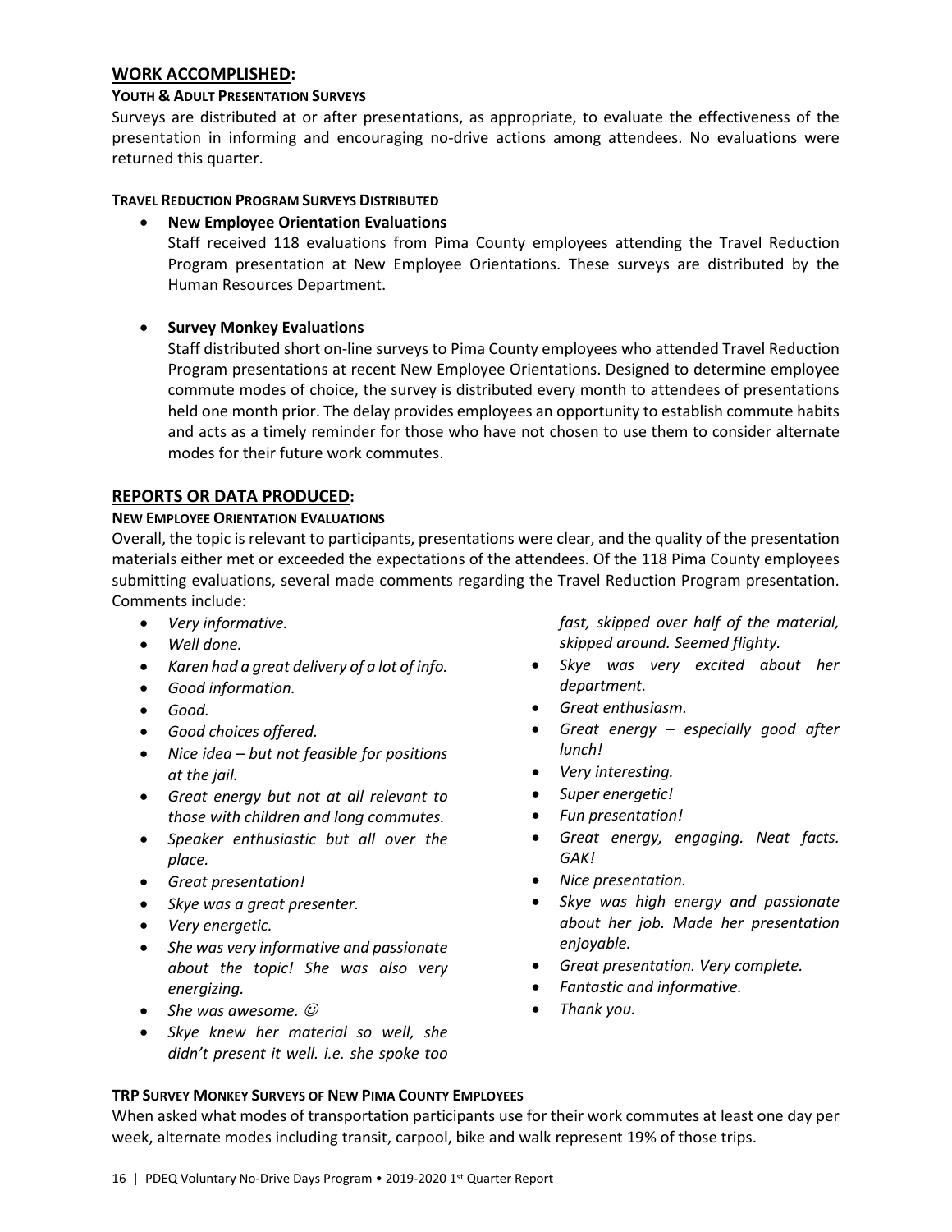## WORK ACCOMPLISHED:

### YOUTH & ADULT PRESENTATION SURVEYS

Surveys are distributed at or after presentations, as appropriate, to evaluate the effectiveness of the presentation in informing and encouraging no-drive actions among attendees. No evaluations were returned this quarter.

### TRAVEL REDUCTION PROGRAM SURVEYS DISTRIBUTED

- **New Employee Orientation Evaluations**

  Staff received 118 evaluations from Pima County employees attending the Travel Reduction Program presentation at New Employee Orientations. These surveys are distributed by the Human Resources Department.

- **Survey Monkey Evaluations**

  Staff distributed short on-line surveys to Pima County employees who attended Travel Reduction Program presentations at recent New Employee Orientations. Designed to determine employee commute modes of choice, the survey is distributed every month to attendees of presentations held one month prior. The delay provides employees an opportunity to establish commute habits and acts as a timely reminder for those who have not chosen to use them to consider alternate modes for their future work commutes.

## REPORTS OR DATA PRODUCED:

### NEW EMPLOYEE ORIENTATION EVALUATIONS

Overall, the topic is relevant to participants, presentations were clear, and the quality of the presentation materials either met or exceeded the expectations of the attendees. Of the 118 Pima County employees submitting evaluations, several made comments regarding the Travel Reduction Program presentation. Comments include:

- *Very informative.*
- *Well done.*
- *Karen had a great delivery of a lot of info.*
- *Good information.*
- *Good.*
- *Good choices offered.*
- *Nice idea – but not feasible for positions at the jail.*
- *Great energy but not at all relevant to those with children and long commutes.*
- *Speaker enthusiastic but all over the place.*
- *Great presentation!*
- *Skye was a great presenter.*
- *Very energetic.*
- *She was very informative and passionate about the topic! She was also very energizing.*
- *She was awesome. ☺*
- *Skye knew her material so well, she didn't present it well. i.e. she spoke too fast, skipped over half of the material, skipped around. Seemed flighty.*
- *Skye was very excited about her department.*
- *Great enthusiasm.*
- *Great energy – especially good after lunch!*
- *Very interesting.*
- *Super energetic!*
- *Fun presentation!*
- *Great energy, engaging. Neat facts. GAK!*
- *Nice presentation.*
- *Skye was high energy and passionate about her job. Made her presentation enjoyable.*
- *Great presentation. Very complete.*
- *Fantastic and informative.*
- *Thank you.*

### TRP SURVEY MONKEY SURVEYS OF NEW PIMA COUNTY EMPLOYEES

When asked what modes of transportation participants use for their work commutes at least one day per week, alternate modes including transit, carpool, bike and walk represent 19% of those trips.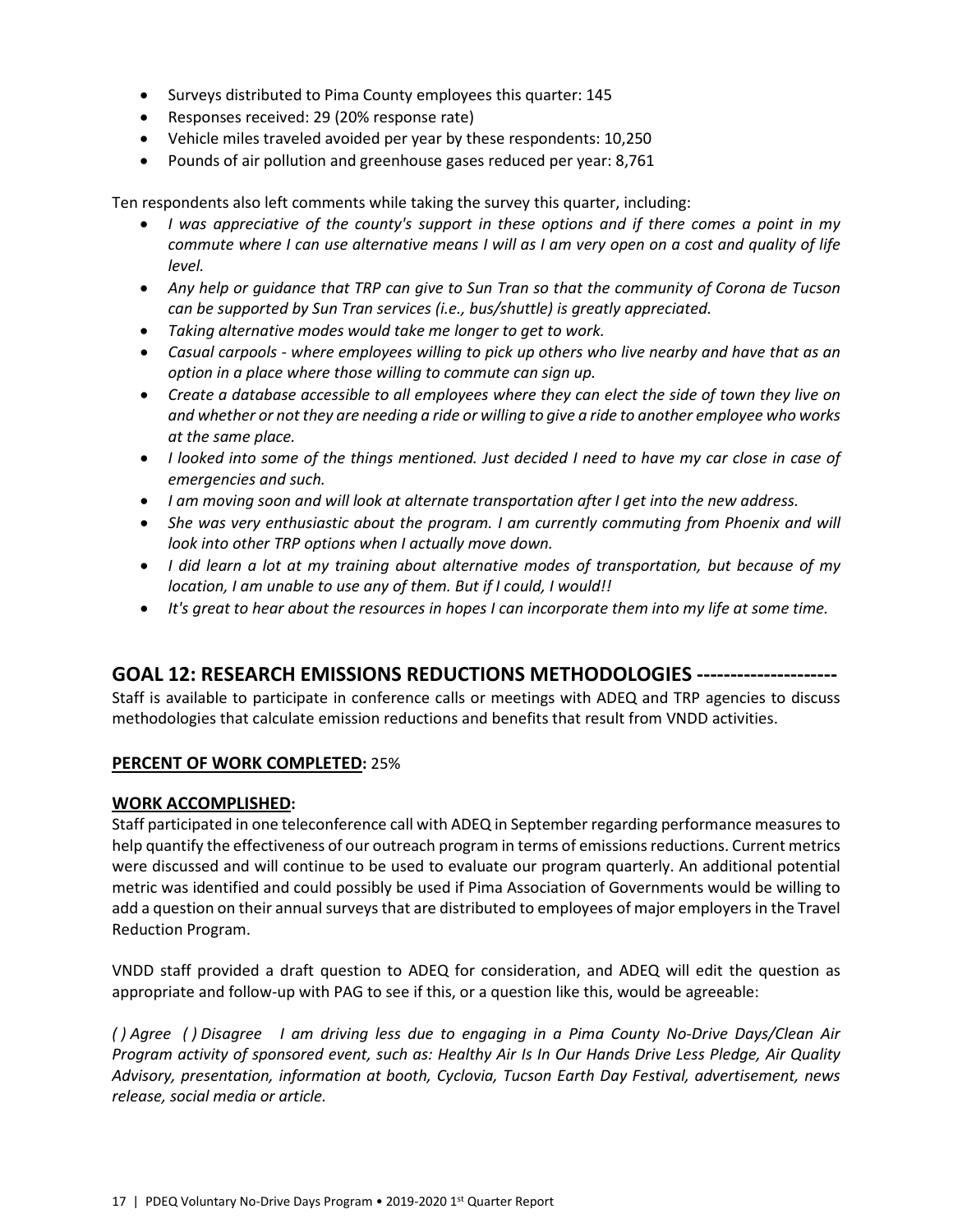- Surveys distributed to Pima County employees this quarter: 145
- Responses received: 29 (20% response rate)
- Vehicle miles traveled avoided per year by these respondents: 10,250
- Pounds of air pollution and greenhouse gases reduced per year: 8,761

Ten respondents also left comments while taking the survey this quarter, including:

- *I was appreciative of the county's support in these options and if there comes a point in my commute where I can use alternative means I will as I am very open on a cost and quality of life level.*
- *Any help or guidance that TRP can give to Sun Tran so that the community of Corona de Tucson can be supported by Sun Tran services (i.e., bus/shuttle) is greatly appreciated.*
- *Taking alternative modes would take me longer to get to work.*
- *Casual carpools - where employees willing to pick up others who live nearby and have that as an option in a place where those willing to commute can sign up.*
- *Create a database accessible to all employees where they can elect the side of town they live on and whether or not they are needing a ride or willing to give a ride to another employee who works at the same place.*
- *I looked into some of the things mentioned. Just decided I need to have my car close in case of emergencies and such.*
- *I am moving soon and will look at alternate transportation after I get into the new address.*
- *She was very enthusiastic about the program. I am currently commuting from Phoenix and will look into other TRP options when I actually move down.*
- *I did learn a lot at my training about alternative modes of transportation, but because of my location, I am unable to use any of them. But if I could, I would!!*
- *It's great to hear about the resources in hopes I can incorporate them into my life at some time.*

## GOAL 12: RESEARCH EMISSIONS REDUCTIONS METHODOLOGIES --------------------

Staff is available to participate in conference calls or meetings with ADEQ and TRP agencies to discuss methodologies that calculate emission reductions and benefits that result from VNDD activities.

**PERCENT OF WORK COMPLETED:** 25%

**WORK ACCOMPLISHED:**

Staff participated in one teleconference call with ADEQ in September regarding performance measures to help quantify the effectiveness of our outreach program in terms of emissions reductions. Current metrics were discussed and will continue to be used to evaluate our program quarterly. An additional potential metric was identified and could possibly be used if Pima Association of Governments would be willing to add a question on their annual surveys that are distributed to employees of major employers in the Travel Reduction Program.

VNDD staff provided a draft question to ADEQ for consideration, and ADEQ will edit the question as appropriate and follow-up with PAG to see if this, or a question like this, would be agreeable:

*( ) Agree ( ) Disagree I am driving less due to engaging in a Pima County No-Drive Days/Clean Air Program activity of sponsored event, such as: Healthy Air Is In Our Hands Drive Less Pledge, Air Quality Advisory, presentation, information at booth, Cyclovia, Tucson Earth Day Festival, advertisement, news release, social media or article.*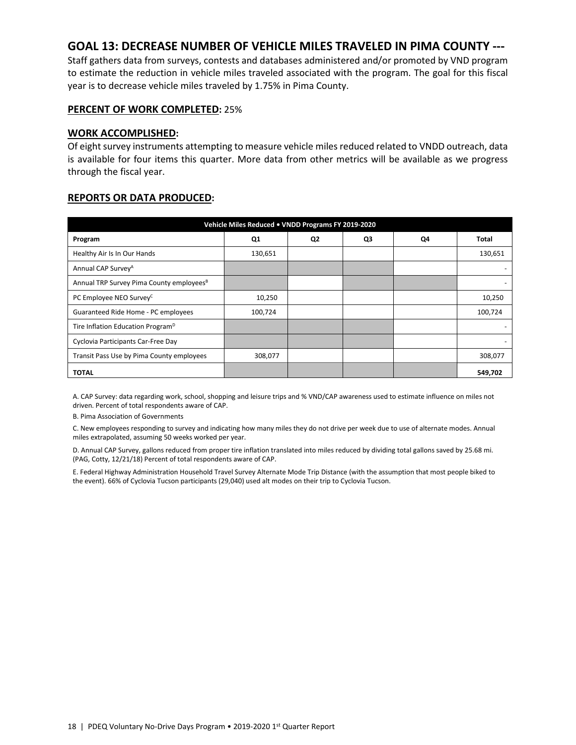## GOAL 13: DECREASE NUMBER OF VEHICLE MILES TRAVELED IN PIMA COUNTY ---

Staff gathers data from surveys, contests and databases administered and/or promoted by VND program to estimate the reduction in vehicle miles traveled associated with the program. The goal for this fiscal year is to decrease vehicle miles traveled by 1.75% in Pima County.

**PERCENT OF WORK COMPLETED:** 25%

**WORK ACCOMPLISHED:**

Of eight survey instruments attempting to measure vehicle miles reduced related to VNDD outreach, data is available for four items this quarter. More data from other metrics will be available as we progress through the fiscal year.

**REPORTS OR DATA PRODUCED:**

| Vehicle Miles Reduced • VNDD Programs FY 2019-2020 | | | | | |
|---|---|---|---|---|---|
| **Program** | **Q1** | **Q2** | **Q3** | **Q4** | **Total** |
| Healthy Air Is In Our Hands | 130,651 | | | | 130,651 |
| Annual CAP Survey[A] | | | | | - |
| Annual TRP Survey Pima County employees[B] | | | | | - |
| PC Employee NEO Survey[C] | 10,250 | | | | 10,250 |
| Guaranteed Ride Home - PC employees | 100,724 | | | | 100,724 |
| Tire Inflation Education Program[D] | | | | | - |
| Cyclovia Participants Car-Free Day | | | | | - |
| Transit Pass Use by Pima County employees | 308,077 | | | | 308,077 |
| **TOTAL** | | | | | **549,702** |

A. CAP Survey: data regarding work, school, shopping and leisure trips and % VND/CAP awareness used to estimate influence on miles not driven. Percent of total respondents aware of CAP.

B. Pima Association of Governments

C. New employees responding to survey and indicating how many miles they do not drive per week due to use of alternate modes. Annual miles extrapolated, assuming 50 weeks worked per year.

D. Annual CAP Survey, gallons reduced from proper tire inflation translated into miles reduced by dividing total gallons saved by 25.68 mi. (PAG, Cotty, 12/21/18) Percent of total respondents aware of CAP.

E. Federal Highway Administration Household Travel Survey Alternate Mode Trip Distance (with the assumption that most people biked to the event). 66% of Cyclovia Tucson participants (29,040) used alt modes on their trip to Cyclovia Tucson.